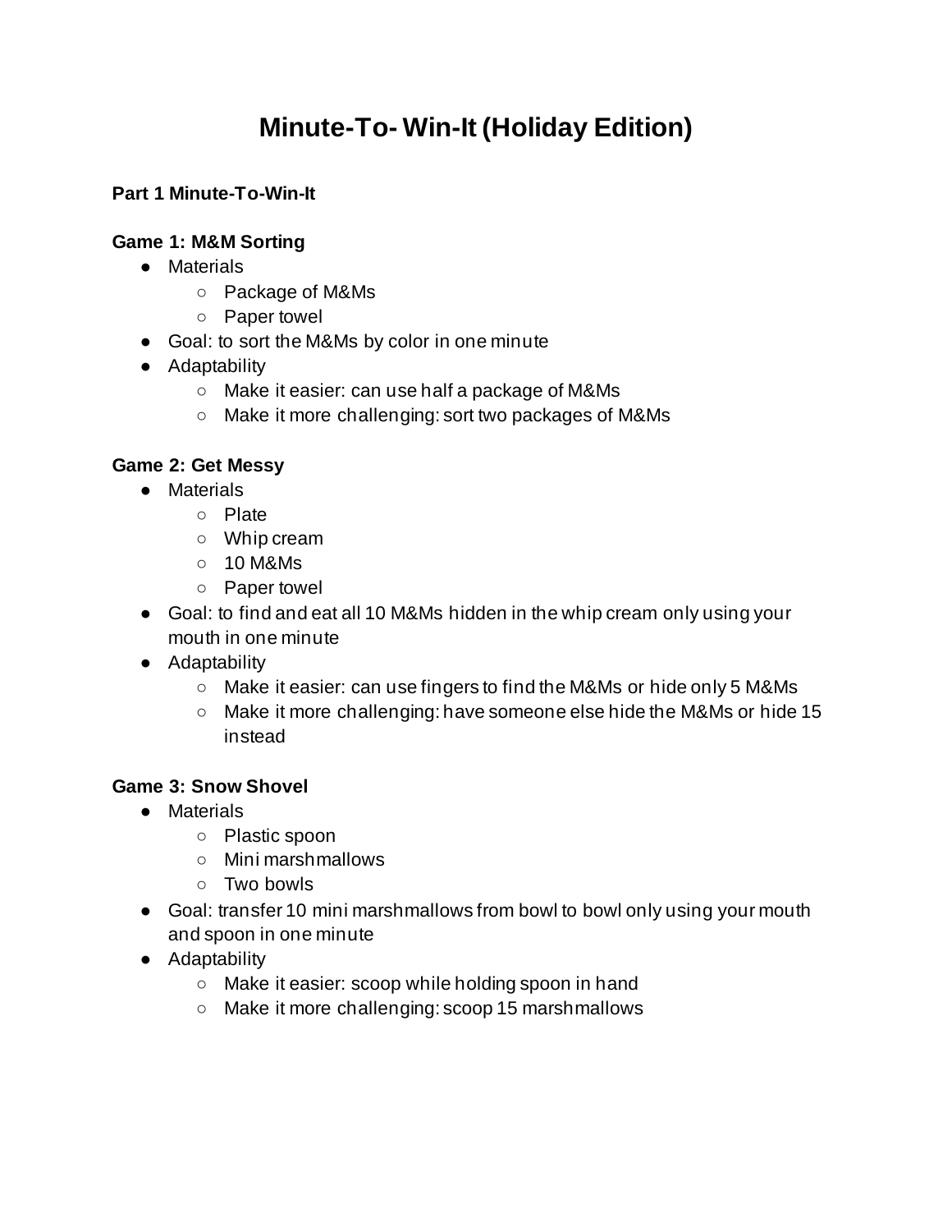# Minute-To- Win-It (Holiday Edition)

**Part 1 Minute-To-Win-It**

### Game 1: M&M Sorting

- Materials
  - Package of M&Ms
  - Paper towel
- Goal: to sort the M&Ms by color in one minute
- Adaptability
  - Make it easier: can use half a package of M&Ms
  - Make it more challenging: sort two packages of M&Ms

### Game 2: Get Messy

- Materials
  - Plate
  - Whip cream
  - 10 M&Ms
  - Paper towel
- Goal: to find and eat all 10 M&Ms hidden in the whip cream only using your mouth in one minute
- Adaptability
  - Make it easier: can use fingers to find the M&Ms or hide only 5 M&Ms
  - Make it more challenging: have someone else hide the M&Ms or hide 15 instead

### Game 3: Snow Shovel

- Materials
  - Plastic spoon
  - Mini marshmallows
  - Two bowls
- Goal: transfer 10 mini marshmallows from bowl to bowl only using your mouth and spoon in one minute
- Adaptability
  - Make it easier: scoop while holding spoon in hand
  - Make it more challenging: scoop 15 marshmallows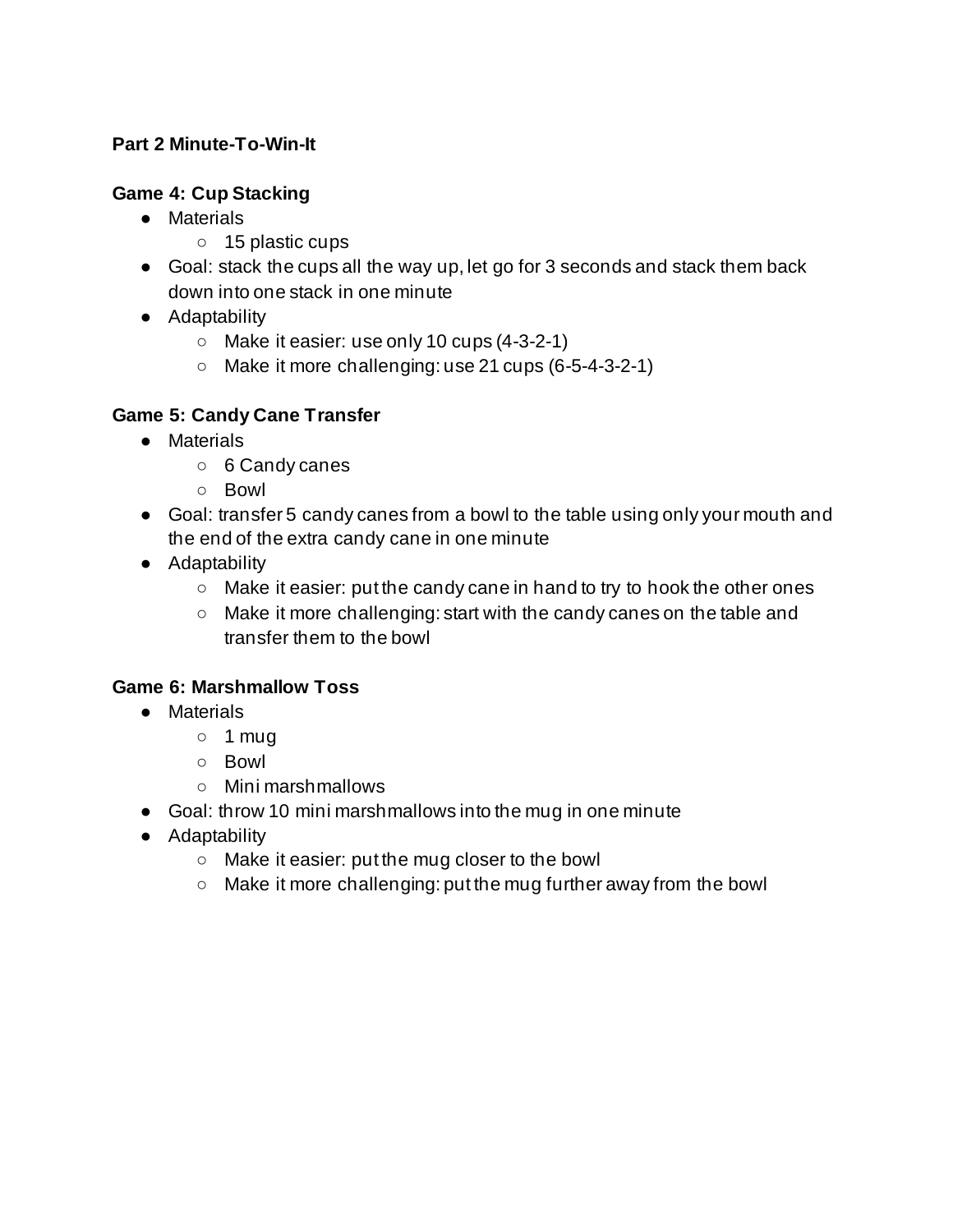**Part 2 Minute-To-Win-It**

**Game 4: Cup Stacking**

- Materials
    - 15 plastic cups
- Goal: stack the cups all the way up, let go for 3 seconds and stack them back down into one stack in one minute
- Adaptability
    - Make it easier: use only 10 cups (4-3-2-1)
    - Make it more challenging: use 21 cups (6-5-4-3-2-1)

**Game 5: Candy Cane Transfer**

- Materials
    - 6 Candy canes
    - Bowl
- Goal: transfer 5 candy canes from a bowl to the table using only your mouth and the end of the extra candy cane in one minute
- Adaptability
    - Make it easier: put the candy cane in hand to try to hook the other ones
    - Make it more challenging: start with the candy canes on the table and transfer them to the bowl

**Game 6: Marshmallow Toss**

- Materials
    - 1 mug
    - Bowl
    - Mini marshmallows
- Goal: throw 10 mini marshmallows into the mug in one minute
- Adaptability
    - Make it easier: put the mug closer to the bowl
    - Make it more challenging: put the mug further away from the bowl